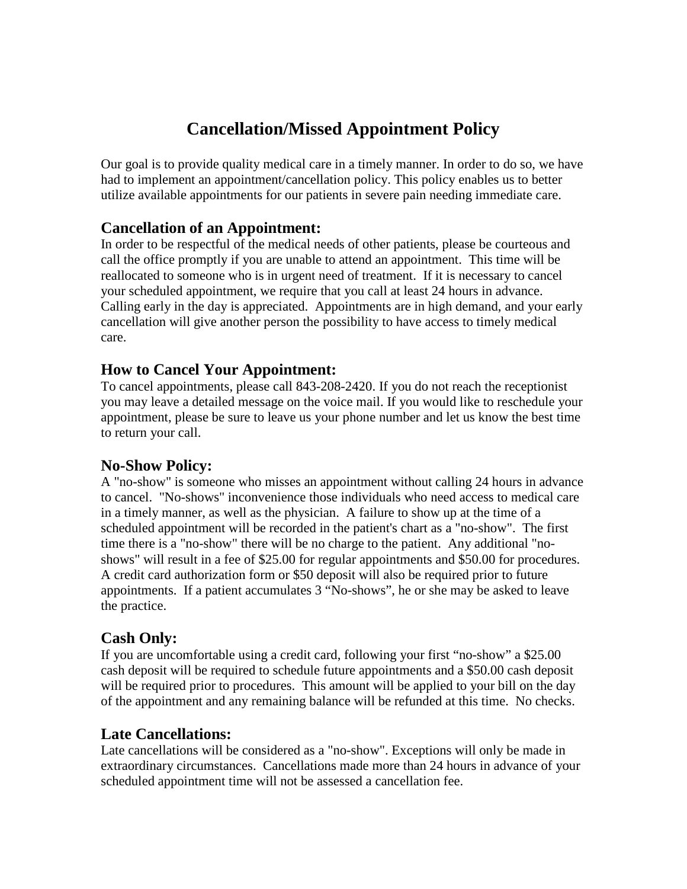# Cancellation/Missed Appointment Policy

Our goal is to provide quality medical care in a timely manner. In order to do so, we have had to implement an appointment/cancellation policy. This policy enables us to better utilize available appointments for our patients in severe pain needing immediate care.

## Cancellation of an Appointment:

In order to be respectful of the medical needs of other patients, please be courteous and call the office promptly if you are unable to attend an appointment. This time will be reallocated to someone who is in urgent need of treatment. If it is necessary to cancel your scheduled appointment, we require that you call at least 24 hours in advance. Calling early in the day is appreciated. Appointments are in high demand, and your early cancellation will give another person the possibility to have access to timely medical care.

## How to Cancel Your Appointment:

To cancel appointments, please call 843-208-2420. If you do not reach the receptionist you may leave a detailed message on the voice mail. If you would like to reschedule your appointment, please be sure to leave us your phone number and let us know the best time to return your call.

## No-Show Policy:

A "no-show" is someone who misses an appointment without calling 24 hours in advance to cancel. "No-shows" inconvenience those individuals who need access to medical care in a timely manner, as well as the physician. A failure to show up at the time of a scheduled appointment will be recorded in the patient's chart as a "no-show". The first time there is a "no-show" there will be no charge to the patient. Any additional "no-shows" will result in a fee of $25.00 for regular appointments and $50.00 for procedures. A credit card authorization form or $50 deposit will also be required prior to future appointments. If a patient accumulates 3 "No-shows", he or she may be asked to leave the practice.

## Cash Only:

If you are uncomfortable using a credit card, following your first "no-show" a $25.00 cash deposit will be required to schedule future appointments and a $50.00 cash deposit will be required prior to procedures. This amount will be applied to your bill on the day of the appointment and any remaining balance will be refunded at this time. No checks.

## Late Cancellations:

Late cancellations will be considered as a "no-show". Exceptions will only be made in extraordinary circumstances. Cancellations made more than 24 hours in advance of your scheduled appointment time will not be assessed a cancellation fee.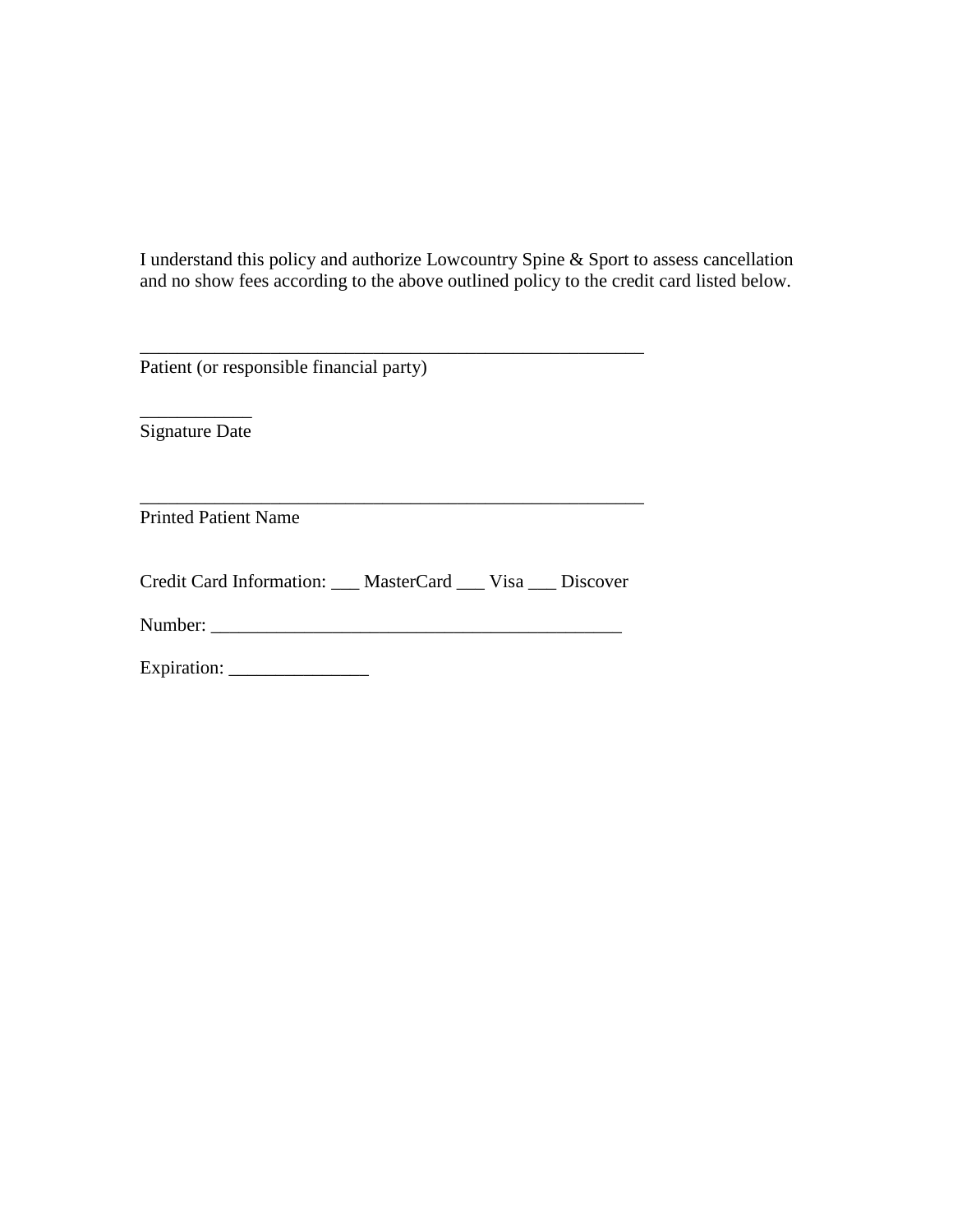I understand this policy and authorize Lowcountry Spine & Sport to assess cancellation and no show fees according to the above outlined policy to the credit card listed below.

_______________________________________________________
Patient (or responsible financial party)

____________
Signature Date

_______________________________________________________
Printed Patient Name

Credit Card Information: ___ MasterCard ___ Visa ___ Discover

Number: _____________________________________________

Expiration: _______________